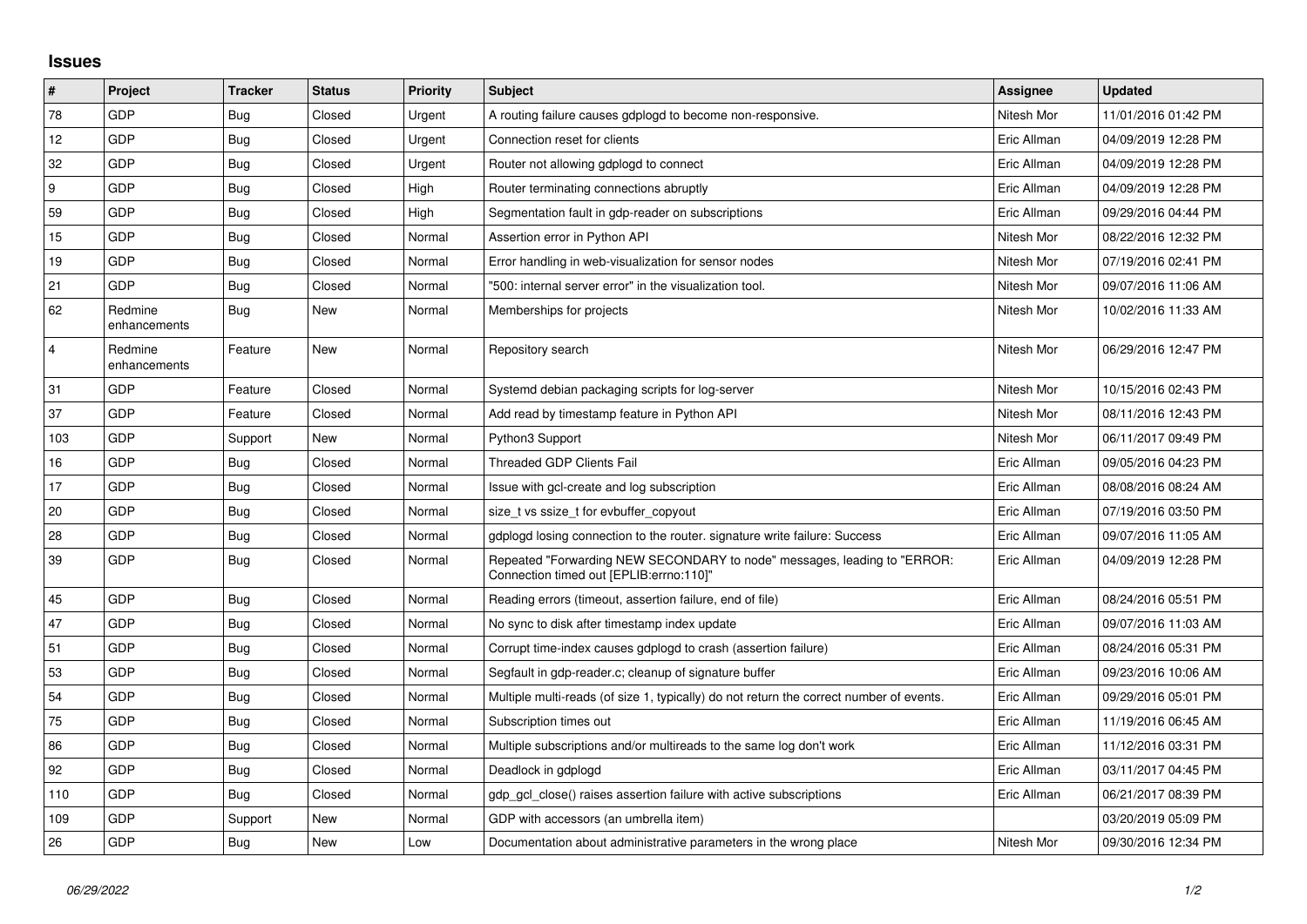# Issues

| # | Project | Tracker | Status | Priority | Subject | Assignee | Updated |
|---|---|---|---|---|---|---|---|
| 78 | GDP | Bug | Closed | Urgent | A routing failure causes gdplogd to become non-responsive. | Nitesh Mor | 11/01/2016 01:42 PM |
| 12 | GDP | Bug | Closed | Urgent | Connection reset for clients | Eric Allman | 04/09/2019 12:28 PM |
| 32 | GDP | Bug | Closed | Urgent | Router not allowing gdplogd to connect | Eric Allman | 04/09/2019 12:28 PM |
| 9 | GDP | Bug | Closed | High | Router terminating connections abruptly | Eric Allman | 04/09/2019 12:28 PM |
| 59 | GDP | Bug | Closed | High | Segmentation fault in gdp-reader on subscriptions | Eric Allman | 09/29/2016 04:44 PM |
| 15 | GDP | Bug | Closed | Normal | Assertion error in Python API | Nitesh Mor | 08/22/2016 12:32 PM |
| 19 | GDP | Bug | Closed | Normal | Error handling in web-visualization for sensor nodes | Nitesh Mor | 07/19/2016 02:41 PM |
| 21 | GDP | Bug | Closed | Normal | "500: internal server error" in the visualization tool. | Nitesh Mor | 09/07/2016 11:06 AM |
| 62 | Redmine enhancements | Bug | New | Normal | Memberships for projects | Nitesh Mor | 10/02/2016 11:33 AM |
| 4 | Redmine enhancements | Feature | New | Normal | Repository search | Nitesh Mor | 06/29/2016 12:47 PM |
| 31 | GDP | Feature | Closed | Normal | Systemd debian packaging scripts for log-server | Nitesh Mor | 10/15/2016 02:43 PM |
| 37 | GDP | Feature | Closed | Normal | Add read by timestamp feature in Python API | Nitesh Mor | 08/11/2016 12:43 PM |
| 103 | GDP | Support | New | Normal | Python3 Support | Nitesh Mor | 06/11/2017 09:49 PM |
| 16 | GDP | Bug | Closed | Normal | Threaded GDP Clients Fail | Eric Allman | 09/05/2016 04:23 PM |
| 17 | GDP | Bug | Closed | Normal | Issue with gcl-create and log subscription | Eric Allman | 08/08/2016 08:24 AM |
| 20 | GDP | Bug | Closed | Normal | size_t vs ssize_t for evbuffer_copyout | Eric Allman | 07/19/2016 03:50 PM |
| 28 | GDP | Bug | Closed | Normal | gdplogd losing connection to the router. signature write failure: Success | Eric Allman | 09/07/2016 11:05 AM |
| 39 | GDP | Bug | Closed | Normal | Repeated "Forwarding NEW SECONDARY to node" messages, leading to "ERROR: Connection timed out [EPLIB:errno:110]" | Eric Allman | 04/09/2019 12:28 PM |
| 45 | GDP | Bug | Closed | Normal | Reading errors (timeout, assertion failure, end of file) | Eric Allman | 08/24/2016 05:51 PM |
| 47 | GDP | Bug | Closed | Normal | No sync to disk after timestamp index update | Eric Allman | 09/07/2016 11:03 AM |
| 51 | GDP | Bug | Closed | Normal | Corrupt time-index causes gdplogd to crash (assertion failure) | Eric Allman | 08/24/2016 05:31 PM |
| 53 | GDP | Bug | Closed | Normal | Segfault in gdp-reader.c; cleanup of signature buffer | Eric Allman | 09/23/2016 10:06 AM |
| 54 | GDP | Bug | Closed | Normal | Multiple multi-reads (of size 1, typically) do not return the correct number of events. | Eric Allman | 09/29/2016 05:01 PM |
| 75 | GDP | Bug | Closed | Normal | Subscription times out | Eric Allman | 11/19/2016 06:45 AM |
| 86 | GDP | Bug | Closed | Normal | Multiple subscriptions and/or multireads to the same log don't work | Eric Allman | 11/12/2016 03:31 PM |
| 92 | GDP | Bug | Closed | Normal | Deadlock in gdplogd | Eric Allman | 03/11/2017 04:45 PM |
| 110 | GDP | Bug | Closed | Normal | gdp_gcl_close() raises assertion failure with active subscriptions | Eric Allman | 06/21/2017 08:39 PM |
| 109 | GDP | Support | New | Normal | GDP with accessors (an umbrella item) | | 03/20/2019 05:09 PM |
| 26 | GDP | Bug | New | Low | Documentation about administrative parameters in the wrong place | Nitesh Mor | 09/30/2016 12:34 PM |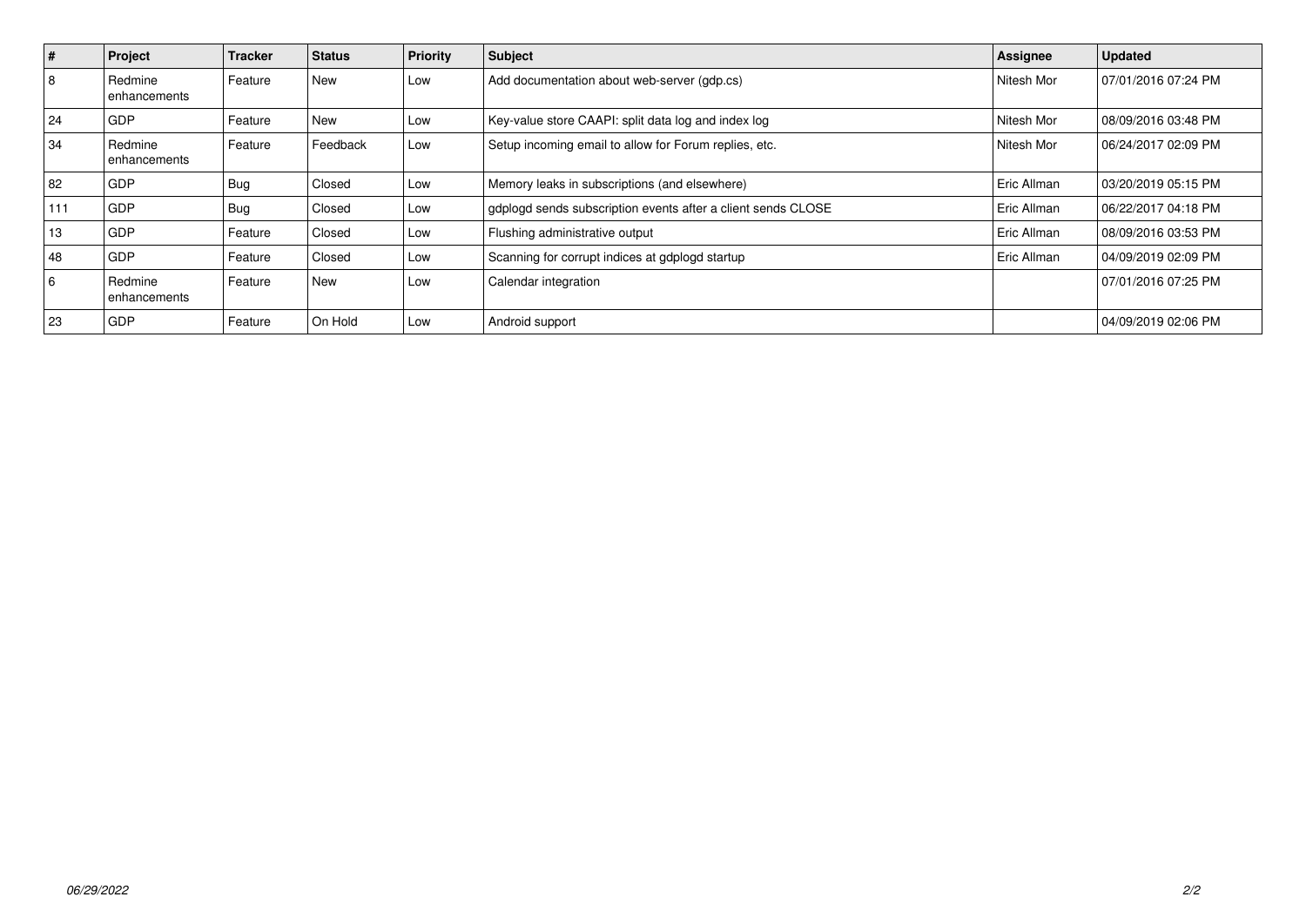| # | Project | Tracker | Status | Priority | Subject | Assignee | Updated |
|---|---|---|---|---|---|---|---|
| 8 | Redmine enhancements | Feature | New | Low | Add documentation about web-server (gdp.cs) | Nitesh Mor | 07/01/2016 07:24 PM |
| 24 | GDP | Feature | New | Low | Key-value store CAAPI: split data log and index log | Nitesh Mor | 08/09/2016 03:48 PM |
| 34 | Redmine enhancements | Feature | Feedback | Low | Setup incoming email to allow for Forum replies, etc. | Nitesh Mor | 06/24/2017 02:09 PM |
| 82 | GDP | Bug | Closed | Low | Memory leaks in subscriptions (and elsewhere) | Eric Allman | 03/20/2019 05:15 PM |
| 111 | GDP | Bug | Closed | Low | gdplogd sends subscription events after a client sends CLOSE | Eric Allman | 06/22/2017 04:18 PM |
| 13 | GDP | Feature | Closed | Low | Flushing administrative output | Eric Allman | 08/09/2016 03:53 PM |
| 48 | GDP | Feature | Closed | Low | Scanning for corrupt indices at gdplogd startup | Eric Allman | 04/09/2019 02:09 PM |
| 6 | Redmine enhancements | Feature | New | Low | Calendar integration | | 07/01/2016 07:25 PM |
| 23 | GDP | Feature | On Hold | Low | Android support | | 04/09/2019 02:06 PM |

*06/29/2022*